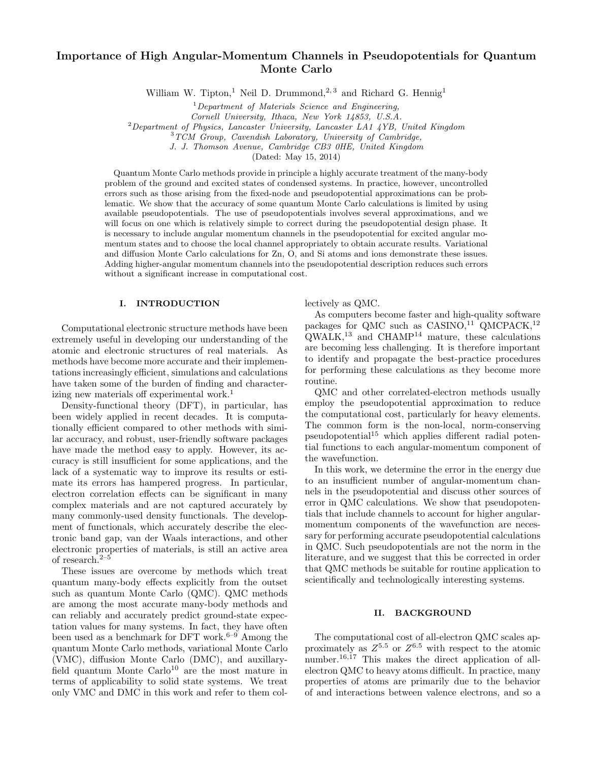# Importance of High Angular-Momentum Channels in Pseudopotentials for Quantum Monte Carlo

William W. Tipton,[1] Neil D. Drummond,[2,3] and Richard G. Hennig[1]

[1] *Department of Materials Science and Engineering, Cornell University, Ithaca, New York 14853, U.S.A.*
[2] *Department of Physics, Lancaster University, Lancaster LA1 4YB, United Kingdom*
[3] *TCM Group, Cavendish Laboratory, University of Cambridge, J. J. Thomson Avenue, Cambridge CB3 0HE, United Kingdom*

(Dated: May 15, 2014)

Quantum Monte Carlo methods provide in principle a highly accurate treatment of the many-body problem of the ground and excited states of condensed systems. In practice, however, uncontrolled errors such as those arising from the fixed-node and pseudopotential approximations can be problematic. We show that the accuracy of some quantum Monte Carlo calculations is limited by using available pseudopotentials. The use of pseudopotentials involves several approximations, and we will focus on one which is relatively simple to correct during the pseudopotential design phase. It is necessary to include angular momentum channels in the pseudopotential for excited angular momentum states and to choose the local channel appropriately to obtain accurate results. Variational and diffusion Monte Carlo calculations for Zn, O, and Si atoms and ions demonstrate these issues. Adding higher-angular momentum channels into the pseudopotential description reduces such errors without a significant increase in computational cost.

## I. INTRODUCTION

Computational electronic structure methods have been extremely useful in developing our understanding of the atomic and electronic structures of real materials. As methods have become more accurate and their implementations increasingly efficient, simulations and calculations have taken some of the burden of finding and characterizing new materials off experimental work.[1]

Density-functional theory (DFT), in particular, has been widely applied in recent decades. It is computationally efficient compared to other methods with similar accuracy, and robust, user-friendly software packages have made the method easy to apply. However, its accuracy is still insufficient for some applications, and the lack of a systematic way to improve its results or estimate its errors has hampered progress. In particular, electron correlation effects can be significant in many complex materials and are not captured accurately by many commonly-used density functionals. The development of functionals, which accurately describe the electronic band gap, van der Waals interactions, and other electronic properties of materials, is still an active area of research.[2–5]

These issues are overcome by methods which treat quantum many-body effects explicitly from the outset such as quantum Monte Carlo (QMC). QMC methods are among the most accurate many-body methods and can reliably and accurately predict ground-state expectation values for many systems. In fact, they have often been used as a benchmark for DFT work.[6–9] Among the quantum Monte Carlo methods, variational Monte Carlo (VMC), diffusion Monte Carlo (DMC), and auxillary-field quantum Monte Carlo[10] are the most mature in terms of applicability to solid state systems. We treat only VMC and DMC in this work and refer to them collectively as QMC.

As computers become faster and high-quality software packages for QMC such as CASINO,[11] QMCPACK,[12] QWALK,[13] and CHAMP[14] mature, these calculations are becoming less challenging. It is therefore important to identify and propagate the best-practice procedures for performing these calculations as they become more routine.

QMC and other correlated-electron methods usually employ the pseudopotential approximation to reduce the computational cost, particularly for heavy elements. The common form is the non-local, norm-conserving pseudopotential[15] which applies different radial potential functions to each angular-momentum component of the wavefunction.

In this work, we determine the error in the energy due to an insufficient number of angular-momentum channels in the pseudopotential and discuss other sources of error in QMC calculations. We show that pseudopotentials that include channels to account for higher angular-momentum components of the wavefunction are necessary for performing accurate pseudopotential calculations in QMC. Such pseudopotentials are not the norm in the literature, and we suggest that this be corrected in order that QMC methods be suitable for routine application to scientifically and technologically interesting systems.

## II. BACKGROUND

The computational cost of all-electron QMC scales approximately as $Z^{5.5}$ or $Z^{6.5}$ with respect to the atomic number.[16,17] This makes the direct application of all-electron QMC to heavy atoms difficult. In practice, many properties of atoms are primarily due to the behavior of and interactions between valence electrons, and so a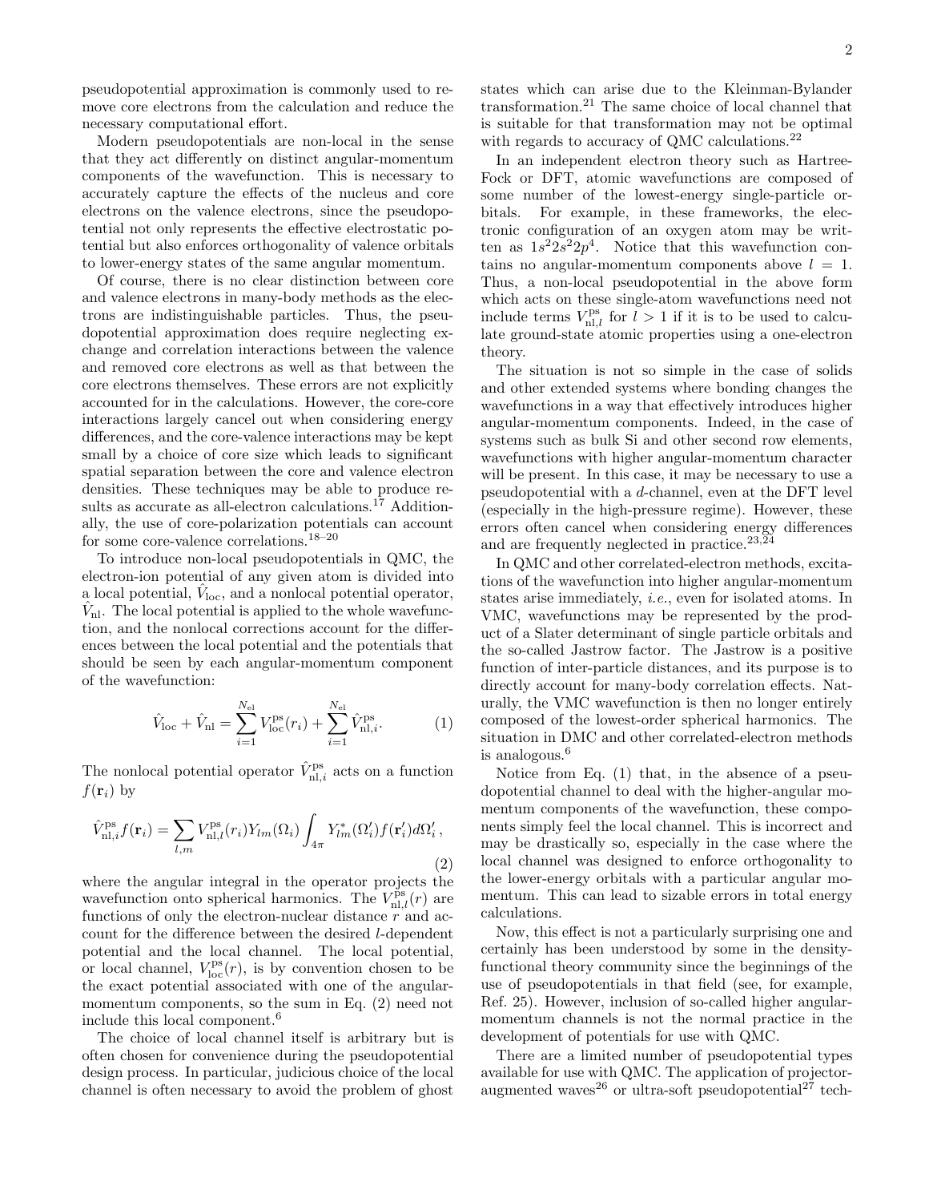pseudopotential approximation is commonly used to remove core electrons from the calculation and reduce the necessary computational effort.

Modern pseudopotentials are non-local in the sense that they act differently on distinct angular-momentum components of the wavefunction. This is necessary to accurately capture the effects of the nucleus and core electrons on the valence electrons, since the pseudopotential not only represents the effective electrostatic potential but also enforces orthogonality of valence orbitals to lower-energy states of the same angular momentum.

Of course, there is no clear distinction between core and valence electrons in many-body methods as the electrons are indistinguishable particles. Thus, the pseudopotential approximation does require neglecting exchange and correlation interactions between the valence and removed core electrons as well as that between the core electrons themselves. These errors are not explicitly accounted for in the calculations. However, the core-core interactions largely cancel out when considering energy differences, and the core-valence interactions may be kept small by a choice of core size which leads to significant spatial separation between the core and valence electron densities. These techniques may be able to produce results as accurate as all-electron calculations.[17] Additionally, the use of core-polarization potentials can account for some core-valence correlations.[18–20]

To introduce non-local pseudopotentials in QMC, the electron-ion potential of any given atom is divided into a local potential, $\hat{V}_{\rm loc}$, and a nonlocal potential operator, $\hat{V}_{\rm nl}$. The local potential is applied to the whole wavefunction, and the nonlocal corrections account for the differences between the local potential and the potentials that should be seen by each angular-momentum component of the wavefunction:

$$\hat{V}_{\rm loc} + \hat{V}_{\rm nl} = \sum_{i=1}^{N_{\rm el}} V^{\rm ps}_{\rm loc}(r_i) + \sum_{i=1}^{N_{\rm el}} \hat{V}^{\rm ps}_{{\rm nl},i}. \qquad (1)$$

The nonlocal potential operator $\hat{V}^{\rm ps}_{{\rm nl},i}$ acts on a function $f(\mathbf{r}_i)$ by

$$\hat{V}^{\rm ps}_{{\rm nl},i} f(\mathbf{r}_i) = \sum_{l,m} V^{\rm ps}_{{\rm nl},l}(r_i) Y_{lm}(\Omega_i) \int_{4\pi} Y^*_{lm}(\Omega'_i) f(\mathbf{r}'_i) d\Omega'_i \, , \qquad (2)$$

where the angular integral in the operator projects the wavefunction onto spherical harmonics. The $V^{\rm ps}_{{\rm nl},l}(r)$ are functions of only the electron-nuclear distance $r$ and account for the difference between the desired $l$-dependent potential and the local channel. The local potential, or local channel, $V^{\rm ps}_{\rm loc}(r)$, is by convention chosen to be the exact potential associated with one of the angular-momentum components, so the sum in Eq. (2) need not include this local component.[6]

The choice of local channel itself is arbitrary but is often chosen for convenience during the pseudopotential design process. In particular, judicious choice of the local channel is often necessary to avoid the problem of ghost states which can arise due to the Kleinman-Bylander transformation.[21] The same choice of local channel that is suitable for that transformation may not be optimal with regards to accuracy of QMC calculations.[22]

In an independent electron theory such as Hartree-Fock or DFT, atomic wavefunctions are composed of some number of the lowest-energy single-particle orbitals. For example, in these frameworks, the electronic configuration of an oxygen atom may be written as $1s^2 2s^2 2p^4$. Notice that this wavefunction contains no angular-momentum components above $l = 1$. Thus, a non-local pseudopotential in the above form which acts on these single-atom wavefunctions need not include terms $V^{\rm ps}_{{\rm nl},l}$ for $l > 1$ if it is to be used to calculate ground-state atomic properties using a one-electron theory.

The situation is not so simple in the case of solids and other extended systems where bonding changes the wavefunctions in a way that effectively introduces higher angular-momentum components. Indeed, in the case of systems such as bulk Si and other second row elements, wavefunctions with higher angular-momentum character will be present. In this case, it may be necessary to use a pseudopotential with a $d$-channel, even at the DFT level (especially in the high-pressure regime). However, these errors often cancel when considering energy differences and are frequently neglected in practice.[23,24]

In QMC and other correlated-electron methods, excitations of the wavefunction into higher angular-momentum states arise immediately, *i.e.*, even for isolated atoms. In VMC, wavefunctions may be represented by the product of a Slater determinant of single particle orbitals and the so-called Jastrow factor. The Jastrow is a positive function of inter-particle distances, and its purpose is to directly account for many-body correlation effects. Naturally, the VMC wavefunction is then no longer entirely composed of the lowest-order spherical harmonics. The situation in DMC and other correlated-electron methods is analogous.[6]

Notice from Eq. (1) that, in the absence of a pseudopotential channel to deal with the higher-angular momentum components of the wavefunction, these components simply feel the local channel. This is incorrect and may be drastically so, especially in the case where the local channel was designed to enforce orthogonality to the lower-energy orbitals with a particular angular momentum. This can lead to sizable errors in total energy calculations.

Now, this effect is not a particularly surprising one and certainly has been understood by some in the density-functional theory community since the beginnings of the use of pseudopotentials in that field (see, for example, Ref. 25). However, inclusion of so-called higher angular-momentum channels is not the normal practice in the development of potentials for use with QMC.

There are a limited number of pseudopotential types available for use with QMC. The application of projector-augmented waves[26] or ultra-soft pseudopotential[27] tech-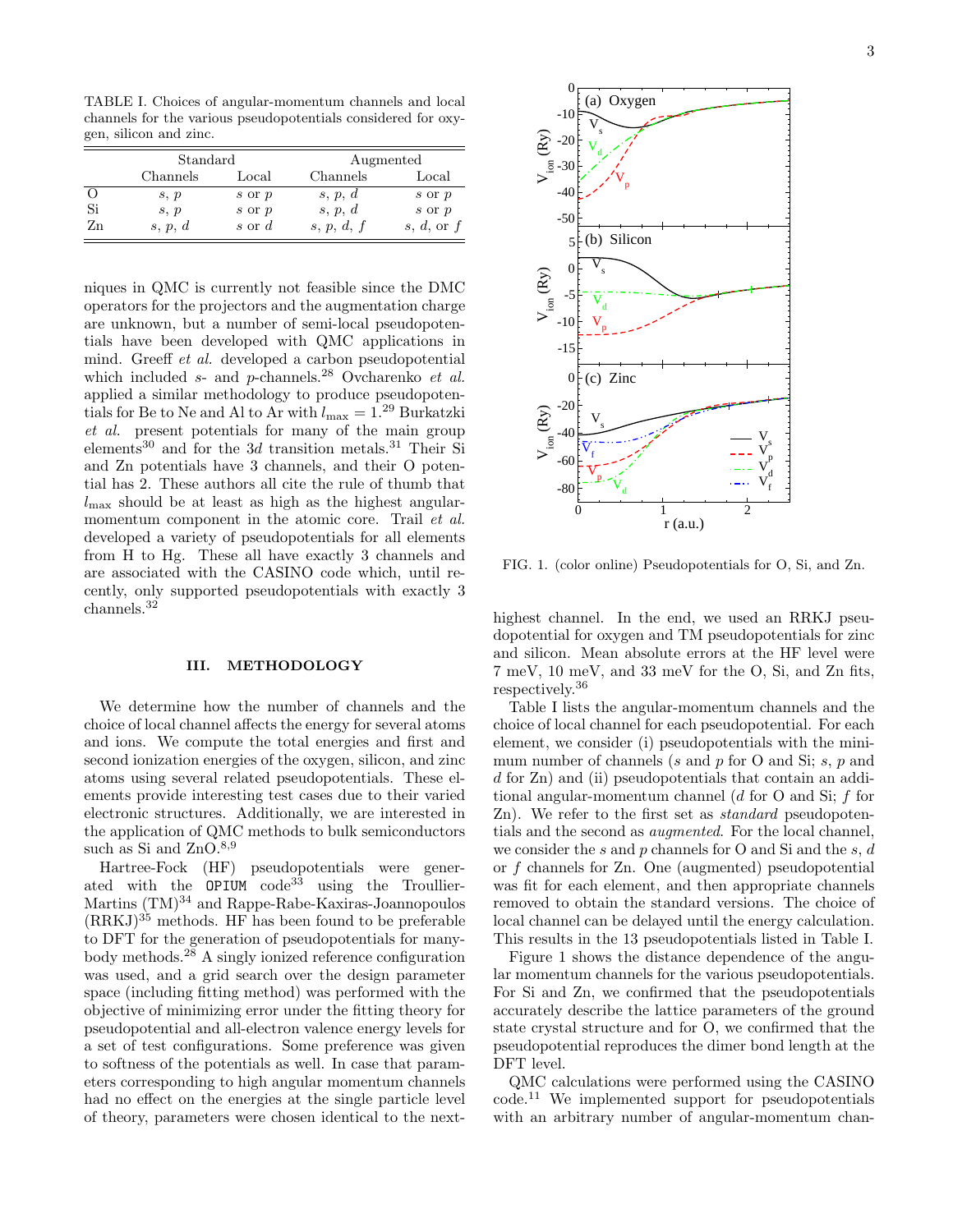TABLE I. Choices of angular-momentum channels and local channels for the various pseudopotentials considered for oxygen, silicon and zinc.

| | Standard | | Augmented | |
|---|---|---|---|---|
| | Channels | Local | Channels | Local |
| O | *s*, *p* | *s* or *p* | *s*, *p*, *d* | *s* or *p* |
| Si | *s*, *p* | *s* or *p* | *s*, *p*, *d* | *s* or *p* |
| Zn | *s*, *p*, *d* | *s* or *d* | *s*, *p*, *d*, *f* | *s*, *d*, or *f* |

niques in QMC is currently not feasible since the DMC operators for the projectors and the augmentation charge are unknown, but a number of semi-local pseudopotentials have been developed with QMC applications in mind. Greeff *et al.* developed a carbon pseudopotential which included *s*- and *p*-channels.[28] Ovcharenko *et al.* applied a similar methodology to produce pseudopotentials for Be to Ne and Al to Ar with $l_{\max} = 1$.[29] Burkatzki *et al.* present potentials for many of the main group elements[30] and for the 3*d* transition metals.[31] Their Si and Zn potentials have 3 channels, and their O potential has 2. These authors all cite the rule of thumb that $l_{\max}$ should be at least as high as the highest angular-momentum component in the atomic core. Trail *et al.* developed a variety of pseudopotentials for all elements from H to Hg. These all have exactly 3 channels and are associated with the CASINO code which, until recently, only supported pseudopotentials with exactly 3 channels.[32]

## III. METHODOLOGY

We determine how the number of channels and the choice of local channel affects the energy for several atoms and ions. We compute the total energies and first and second ionization energies of the oxygen, silicon, and zinc atoms using several related pseudopotentials. These elements provide interesting test cases due to their varied electronic structures. Additionally, we are interested in the application of QMC methods to bulk semiconductors such as Si and ZnO.[8,9]

Hartree-Fock (HF) pseudopotentials were generated with the `OPIUM` code[33] using the Troullier-Martins (TM)[34] and Rappe-Rabe-Kaxiras-Joannopoulos (RRKJ)[35] methods. HF has been found to be preferable to DFT for the generation of pseudopotentials for many-body methods.[28] A singly ionized reference configuration was used, and a grid search over the design parameter space (including fitting method) was performed with the objective of minimizing error under the fitting theory for pseudopotential and all-electron valence energy levels for a set of test configurations. Some preference was given to softness of the potentials as well. In case that parameters corresponding to high angular momentum channels had no effect on the energies at the single particle level of theory, parameters were chosen identical to the next-highest channel. In the end, we used an RRKJ pseudopotential for oxygen and TM pseudopotentials for zinc and silicon. Mean absolute errors at the HF level were 7 meV, 10 meV, and 33 meV for the O, Si, and Zn fits, respectively.[36]

FIG. 1. (color online) Pseudopotentials for O, Si, and Zn.

Table I lists the angular-momentum channels and the choice of local channel for each pseudopotential. For each element, we consider (i) pseudopotentials with the minimum number of channels (*s* and *p* for O and Si; *s*, *p* and *d* for Zn) and (ii) pseudopotentials that contain an additional angular-momentum channel (*d* for O and Si; *f* for Zn). We refer to the first set as *standard* pseudopotentials and the second as *augmented*. For the local channel, we consider the *s* and *p* channels for O and Si and the *s*, *d* or *f* channels for Zn. One (augmented) pseudopotential was fit for each element, and then appropriate channels removed to obtain the standard versions. The choice of local channel can be delayed until the energy calculation. This results in the 13 pseudopotentials listed in Table I.

Figure 1 shows the distance dependence of the angular momentum channels for the various pseudopotentials. For Si and Zn, we confirmed that the pseudopotentials accurately describe the lattice parameters of the ground state crystal structure and for O, we confirmed that the pseudopotential reproduces the dimer bond length at the DFT level.

QMC calculations were performed using the CASINO code.[11] We implemented support for pseudopotentials with an arbitrary number of angular-momentum chan-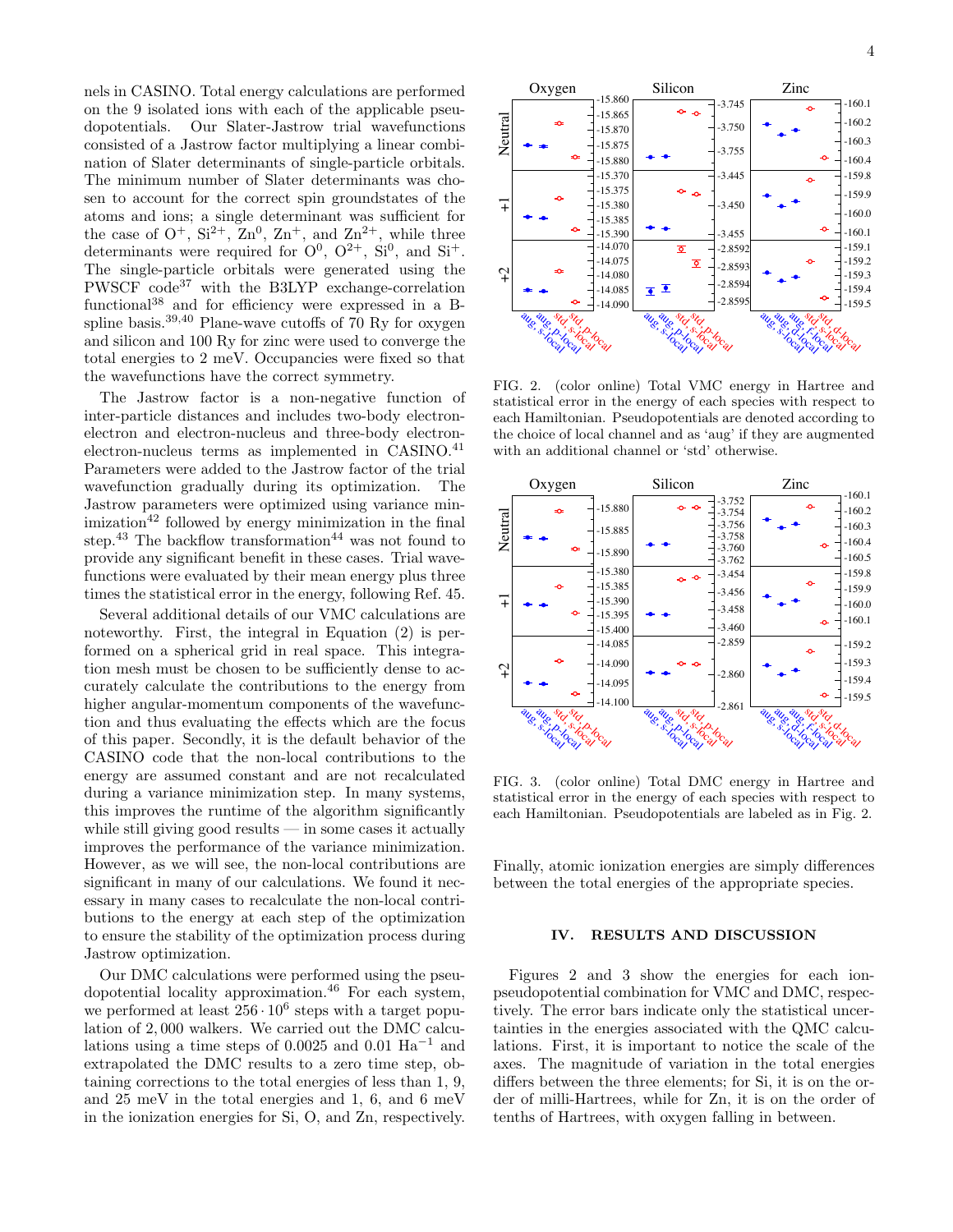nels in CASINO. Total energy calculations are performed on the 9 isolated ions with each of the applicable pseudopotentials. Our Slater-Jastrow trial wavefunctions consisted of a Jastrow factor multiplying a linear combination of Slater determinants of single-particle orbitals. The minimum number of Slater determinants was chosen to account for the correct spin groundstates of the atoms and ions; a single determinant was sufficient for the case of $O^{+}$, $Si^{2+}$, $Zn^{0}$, $Zn^{+}$, and $Zn^{2+}$, while three determinants were required for $O^{0}$, $O^{2+}$, $Si^{0}$, and $Si^{+}$. The single-particle orbitals were generated using the PWSCF code[37] with the B3LYP exchange-correlation functional[38] and for efficiency were expressed in a B-spline basis.[39,40] Plane-wave cutoffs of 70 Ry for oxygen and silicon and 100 Ry for zinc were used to converge the total energies to 2 meV. Occupancies were fixed so that the wavefunctions have the correct symmetry.

The Jastrow factor is a non-negative function of inter-particle distances and includes two-body electron-electron and electron-nucleus and three-body electron-electron-nucleus terms as implemented in CASINO.[41] Parameters were added to the Jastrow factor of the trial wavefunction gradually during its optimization. The Jastrow parameters were optimized using variance minimization[42] followed by energy minimization in the final step.[43] The backflow transformation[44] was not found to provide any significant benefit in these cases. Trial wavefunctions were evaluated by their mean energy plus three times the statistical error in the energy, following Ref. 45.

Several additional details of our VMC calculations are noteworthy. First, the integral in Equation (2) is performed on a spherical grid in real space. This integration mesh must be chosen to be sufficiently dense to accurately calculate the contributions to the energy from higher angular-momentum components of the wavefunction and thus evaluating the effects which are the focus of this paper. Secondly, it is the default behavior of the CASINO code that the non-local contributions to the energy are assumed constant and are not recalculated during a variance minimization step. In many systems, this improves the runtime of the algorithm significantly while still giving good results — in some cases it actually improves the performance of the variance minimization. However, as we will see, the non-local contributions are significant in many of our calculations. We found it necessary in many cases to recalculate the non-local contributions to the energy at each step of the optimization to ensure the stability of the optimization process during Jastrow optimization.

Our DMC calculations were performed using the pseudopotential locality approximation.[46] For each system, we performed at least $256 \cdot 10^{6}$ steps with a target population of 2,000 walkers. We carried out the DMC calculations using a time steps of 0.0025 and 0.01 $\text{Ha}^{-1}$ and extrapolated the DMC results to a zero time step, obtaining corrections to the total energies of less than 1, 9, and 25 meV in the total energies and 1, 6, and 6 meV in the ionization energies for Si, O, and Zn, respectively.

FIG. 2. (color online) Total VMC energy in Hartree and statistical error in the energy of each species with respect to each Hamiltonian. Pseudopotentials are denoted according to the choice of local channel and as 'aug' if they are augmented with an additional channel or 'std' otherwise.

FIG. 3. (color online) Total DMC energy in Hartree and statistical error in the energy of each species with respect to each Hamiltonian. Pseudopotentials are labeled as in Fig. 2.

Finally, atomic ionization energies are simply differences between the total energies of the appropriate species.

## IV. RESULTS AND DISCUSSION

Figures 2 and 3 show the energies for each ion-pseudopotential combination for VMC and DMC, respectively. The error bars indicate only the statistical uncertainties in the energies associated with the QMC calculations. First, it is important to notice the scale of the axes. The magnitude of variation in the total energies differs between the three elements; for Si, it is on the order of milli-Hartrees, while for Zn, it is on the order of tenths of Hartrees, with oxygen falling in between.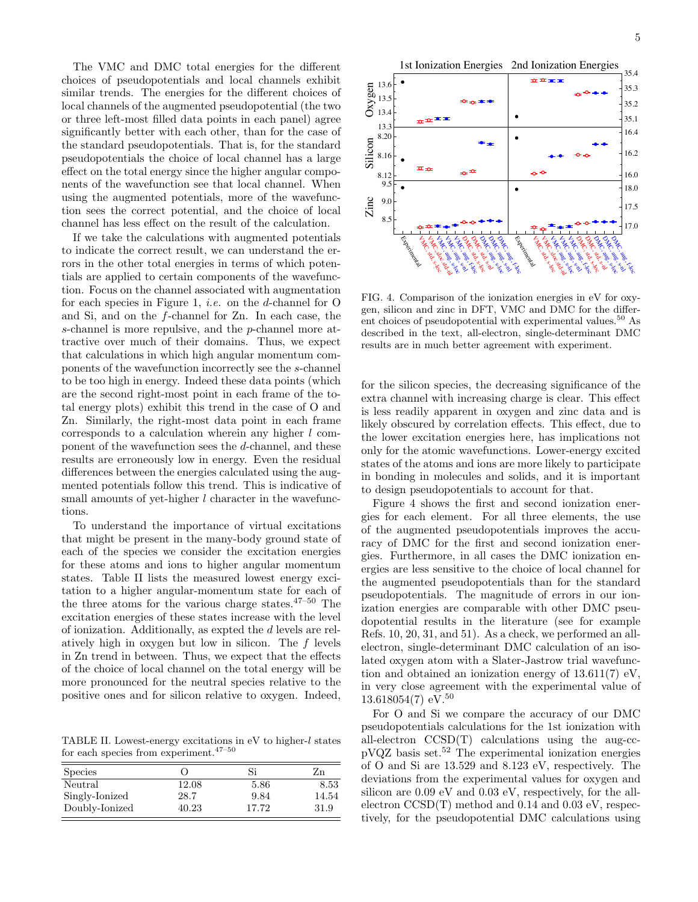The VMC and DMC total energies for the different choices of pseudopotentials and local channels exhibit similar trends. The energies for the different choices of local channels of the augmented pseudopotential (the two or three left-most filled data points in each panel) agree significantly better with each other, than for the case of the standard pseudopotentials. That is, for the standard pseudopotentials the choice of local channel has a large effect on the total energy since the higher angular components of the wavefunction see that local channel. When using the augmented potentials, more of the wavefunction sees the correct potential, and the choice of local channel has less effect on the result of the calculation.

If we take the calculations with augmented potentials to indicate the correct result, we can understand the errors in the other total energies in terms of which potentials are applied to certain components of the wavefunction. Focus on the channel associated with augmentation for each species in Figure 1, *i.e.* on the $d$-channel for O and Si, and on the $f$-channel for Zn. In each case, the $s$-channel is more repulsive, and the $p$-channel more attractive over much of their domains. Thus, we expect that calculations in which high angular momentum components of the wavefunction incorrectly see the $s$-channel to be too high in energy. Indeed these data points (which are the second right-most point in each frame of the total energy plots) exhibit this trend in the case of O and Zn. Similarly, the right-most data point in each frame corresponds to a calculation wherein any higher $l$ component of the wavefunction sees the $d$-channel, and these results are erroneously low in energy. Even the residual differences between the energies calculated using the augmented potentials follow this trend. This is indicative of small amounts of yet-higher $l$ character in the wavefunctions.

To understand the importance of virtual excitations that might be present in the many-body ground state of each of the species we consider the excitation energies for these atoms and ions to higher angular momentum states. Table II lists the measured lowest energy excitation to a higher angular-momentum state for each of the three atoms for the various charge states.[47–50] The excitation energies of these states increase with the level of ionization. Additionally, as expted the $d$ levels are relatively high in oxygen but low in silicon. The $f$ levels in Zn trend in between. Thus, we expect that the effects of the choice of local channel on the total energy will be more pronounced for the neutral species relative to the positive ones and for silicon relative to oxygen. Indeed, for the silicon species, the decreasing significance of the extra channel with increasing charge is clear. This effect is less readily apparent in oxygen and zinc data and is likely obscured by correlation effects. This effect, due to the lower excitation energies here, has implications not only for the atomic wavefunctions. Lower-energy excited states of the atoms and ions are more likely to participate in bonding in molecules and solids, and it is important to design pseudopotentials to account for that.

TABLE II. Lowest-energy excitations in eV to higher-$l$ states for each species from experiment.[47–50]

| Species | O | Si | Zn |
|---|---|---|---|
| Neutral | 12.08 | 5.86 | 8.53 |
| Singly-Ionized | 28.7 | 9.84 | 14.54 |
| Doubly-Ionized | 40.23 | 17.72 | 31.9 |

FIG. 4. Comparison of the ionization energies in eV for oxygen, silicon and zinc in DFT, VMC and DMC for the different choices of pseudopotential with experimental values.[50] As described in the text, all-electron, single-determinant DMC results are in much better agreement with experiment.

Figure 4 shows the first and second ionization energies for each element. For all three elements, the use of the augmented pseudopotentials improves the accuracy of DMC for the first and second ionization energies. Furthermore, in all cases the DMC ionization energies are less sensitive to the choice of local channel for the augmented pseudopotentials than for the standard pseudopotentials. The magnitude of errors in our ionization energies are comparable with other DMC pseudopotential results in the literature (see for example Refs. 10, 20, 31, and 51). As a check, we performed an all-electron, single-determinant DMC calculation of an isolated oxygen atom with a Slater-Jastrow trial wavefunction and obtained an ionization energy of 13.611(7) eV, in very close agreement with the experimental value of 13.618054(7) eV.[50]

For O and Si we compare the accuracy of our DMC pseudopotentials calculations for the 1st ionization with all-electron CCSD(T) calculations using the aug-cc-pVQZ basis set.[52] The experimental ionization energies of O and Si are 13.529 and 8.123 eV, respectively. The deviations from the experimental values for oxygen and silicon are 0.09 eV and 0.03 eV, respectively, for the all-electron CCSD(T) method and 0.14 and 0.03 eV, respectively, for the pseudopotential DMC calculations using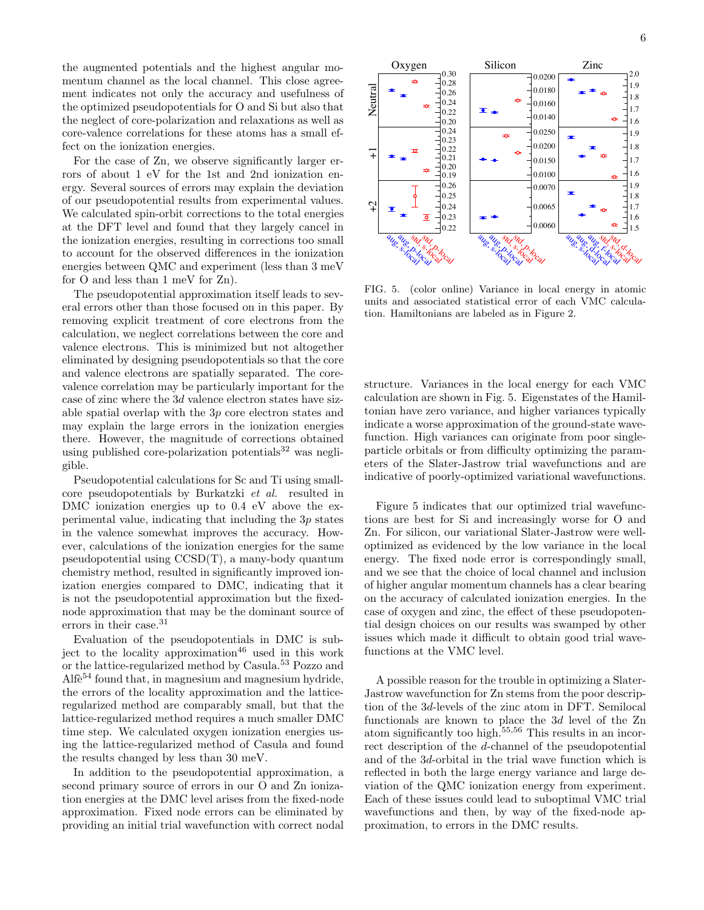the augmented potentials and the highest angular momentum channel as the local channel. This close agreement indicates not only the accuracy and usefulness of the optimized pseudopotentials for O and Si but also that the neglect of core-polarization and relaxations as well as core-valence correlations for these atoms has a small effect on the ionization energies.

For the case of Zn, we observe significantly larger errors of about 1 eV for the 1st and 2nd ionization energy. Several sources of errors may explain the deviation of our pseudopotential results from experimental values. We calculated spin-orbit corrections to the total energies at the DFT level and found that they largely cancel in the ionization energies, resulting in corrections too small to account for the observed differences in the ionization energies between QMC and experiment (less than 3 meV for O and less than 1 meV for Zn).

The pseudopotential approximation itself leads to several errors other than those focused on in this paper. By removing explicit treatment of core electrons from the calculation, we neglect correlations between the core and valence electrons. This is minimized but not altogether eliminated by designing pseudopotentials so that the core and valence electrons are spatially separated. The core-valence correlation may be particularly important for the case of zinc where the $3d$ valence electron states have sizable spatial overlap with the $3p$ core electron states and may explain the large errors in the ionization energies there. However, the magnitude of corrections obtained using published core-polarization potentials[32] was negligible.

Pseudopotential calculations for Sc and Ti using small-core pseudopotentials by Burkatzki *et al.* resulted in DMC ionization energies up to 0.4 eV above the experimental value, indicating that including the $3p$ states in the valence somewhat improves the accuracy. However, calculations of the ionization energies for the same pseudopotential using CCSD(T), a many-body quantum chemistry method, resulted in significantly improved ionization energies compared to DMC, indicating that it is not the pseudopotential approximation but the fixed-node approximation that may be the dominant source of errors in their case.[31]

Evaluation of the pseudopotentials in DMC is subject to the locality approximation[46] used in this work or the lattice-regularized method by Casula.[53] Pozzo and Alfè[54] found that, in magnesium and magnesium hydride, the errors of the locality approximation and the lattice-regularized method are comparably small, but that the lattice-regularized method requires a much smaller DMC time step. We calculated oxygen ionization energies using the lattice-regularized method of Casula and found the results changed by less than 30 meV.

In addition to the pseudopotential approximation, a second primary source of errors in our O and Zn ionization energies at the DMC level arises from the fixed-node approximation. Fixed node errors can be eliminated by providing an initial trial wavefunction with correct nodal structure. Variances in the local energy for each VMC calculation are shown in Fig. 5. Eigenstates of the Hamiltonian have zero variance, and higher variances typically indicate a worse approximation of the ground-state wavefunction. High variances can originate from poor single-particle orbitals or from difficulty optimizing the parameters of the Slater-Jastrow trial wavefunctions and are indicative of poorly-optimized variational wavefunctions.

FIG. 5. (color online) Variance in local energy in atomic units and associated statistical error of each VMC calculation. Hamiltonians are labeled as in Figure 2.

Figure 5 indicates that our optimized trial wavefunctions are best for Si and increasingly worse for O and Zn. For silicon, our variational Slater-Jastrow were well-optimized as evidenced by the low variance in the local energy. The fixed node error is correspondingly small, and we see that the choice of local channel and inclusion of higher angular momentum channels has a clear bearing on the accuracy of calculated ionization energies. In the case of oxygen and zinc, the effect of these pseudopotential design choices on our results was swamped by other issues which made it difficult to obtain good trial wavefunctions at the VMC level.

A possible reason for the trouble in optimizing a Slater-Jastrow wavefunction for Zn stems from the poor description of the $3d$-levels of the zinc atom in DFT. Semilocal functionals are known to place the $3d$ level of the Zn atom significantly too high.[55,56] This results in an incorrect description of the $d$-channel of the pseudopotential and of the $3d$-orbital in the trial wave function which is reflected in both the large energy variance and large deviation of the QMC ionization energy from experiment. Each of these issues could lead to suboptimal VMC trial wavefunctions and then, by way of the fixed-node approximation, to errors in the DMC results.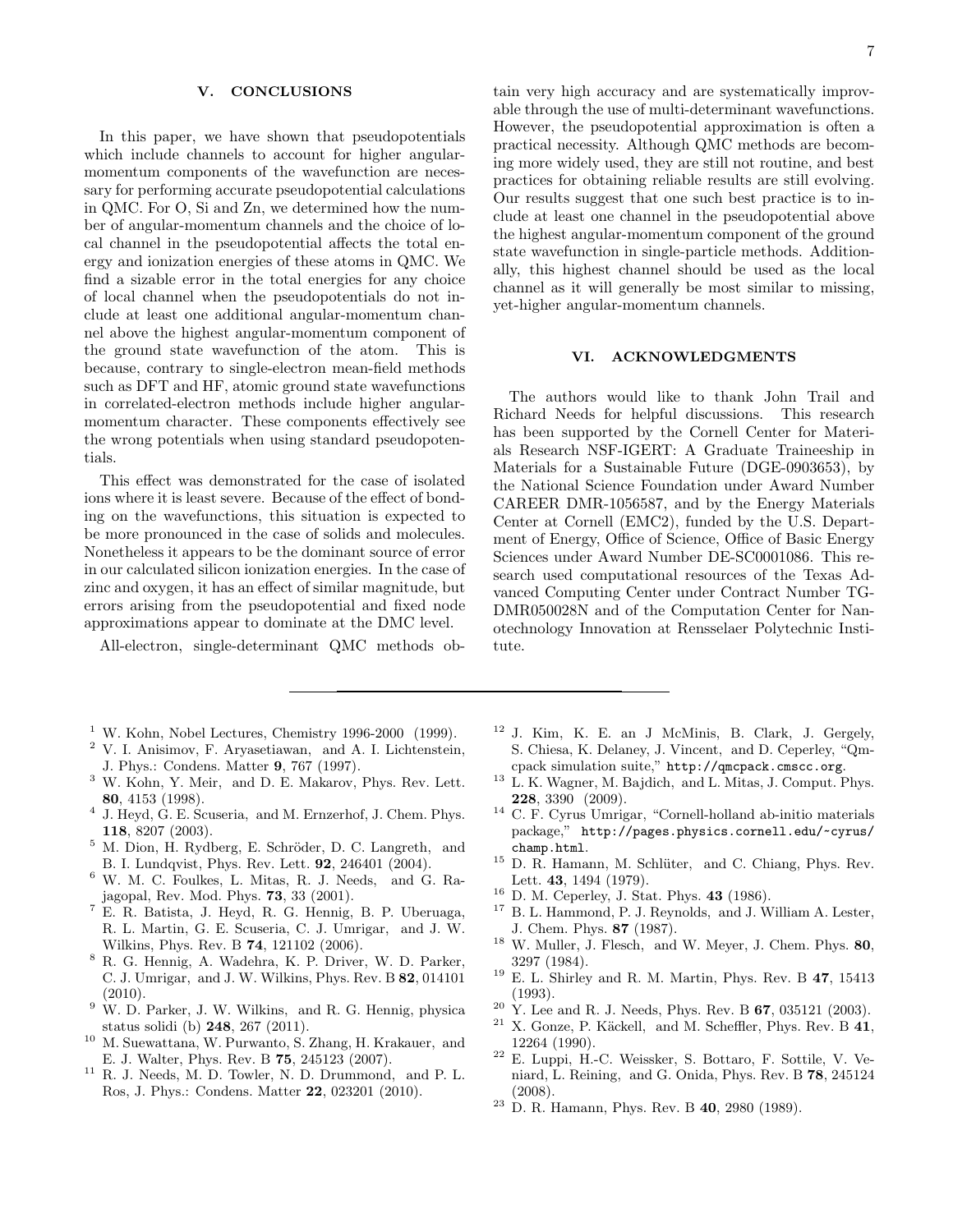## V. CONCLUSIONS

In this paper, we have shown that pseudopotentials which include channels to account for higher angular-momentum components of the wavefunction are necessary for performing accurate pseudopotential calculations in QMC. For O, Si and Zn, we determined how the number of angular-momentum channels and the choice of local channel in the pseudopotential affects the total energy and ionization energies of these atoms in QMC. We find a sizable error in the total energies for any choice of local channel when the pseudopotentials do not include at least one additional angular-momentum channel above the highest angular-momentum component of the ground state wavefunction of the atom. This is because, contrary to single-electron mean-field methods such as DFT and HF, atomic ground state wavefunctions in correlated-electron methods include higher angular-momentum character. These components effectively see the wrong potentials when using standard pseudopotentials.

This effect was demonstrated for the case of isolated ions where it is least severe. Because of the effect of bonding on the wavefunctions, this situation is expected to be more pronounced in the case of solids and molecules. Nonetheless it appears to be the dominant source of error in our calculated silicon ionization energies. In the case of zinc and oxygen, it has an effect of similar magnitude, but errors arising from the pseudopotential and fixed node approximations appear to dominate at the DMC level.

All-electron, single-determinant QMC methods obtain very high accuracy and are systematically improvable through the use of multi-determinant wavefunctions. However, the pseudopotential approximation is often a practical necessity. Although QMC methods are becoming more widely used, they are still not routine, and best practices for obtaining reliable results are still evolving. Our results suggest that one such best practice is to include at least one channel in the pseudopotential above the highest angular-momentum component of the ground state wavefunction in single-particle methods. Additionally, this highest channel should be used as the local channel as it will generally be most similar to missing, yet-higher angular-momentum channels.

## VI. ACKNOWLEDGMENTS

The authors would like to thank John Trail and Richard Needs for helpful discussions. This research has been supported by the Cornell Center for Materials Research NSF-IGERT: A Graduate Traineeship in Materials for a Sustainable Future (DGE-0903653), by the National Science Foundation under Award Number CAREER DMR-1056587, and by the Energy Materials Center at Cornell (EMC2), funded by the U.S. Department of Energy, Office of Science, Office of Basic Energy Sciences under Award Number DE-SC0001086. This research used computational resources of the Texas Advanced Computing Center under Contract Number TG-DMR050028N and of the Computation Center for Nanotechnology Innovation at Rensselaer Polytechnic Institute.

---

[1] W. Kohn, Nobel Lectures, Chemistry 1996-2000 (1999).
[2] V. I. Anisimov, F. Aryasetiawan, and A. I. Lichtenstein, J. Phys.: Condens. Matter **9**, 767 (1997).
[3] W. Kohn, Y. Meir, and D. E. Makarov, Phys. Rev. Lett. **80**, 4153 (1998).
[4] J. Heyd, G. E. Scuseria, and M. Ernzerhof, J. Chem. Phys. **118**, 8207 (2003).
[5] M. Dion, H. Rydberg, E. Schröder, D. C. Langreth, and B. I. Lundqvist, Phys. Rev. Lett. **92**, 246401 (2004).
[6] W. M. C. Foulkes, L. Mitas, R. J. Needs, and G. Rajagopal, Rev. Mod. Phys. **73**, 33 (2001).
[7] E. R. Batista, J. Heyd, R. G. Hennig, B. P. Uberuaga, R. L. Martin, G. E. Scuseria, C. J. Umrigar, and J. W. Wilkins, Phys. Rev. B **74**, 121102 (2006).
[8] R. G. Hennig, A. Wadehra, K. P. Driver, W. D. Parker, C. J. Umrigar, and J. W. Wilkins, Phys. Rev. B **82**, 014101 (2010).
[9] W. D. Parker, J. W. Wilkins, and R. G. Hennig, physica status solidi (b) **248**, 267 (2011).
[10] M. Suewattana, W. Purwanto, S. Zhang, H. Krakauer, and E. J. Walter, Phys. Rev. B **75**, 245123 (2007).
[11] R. J. Needs, M. D. Towler, N. D. Drummond, and P. L. Ros, J. Phys.: Condens. Matter **22**, 023201 (2010).
[12] J. Kim, K. E. an J McMinis, B. Clark, J. Gergely, S. Chiesa, K. Delaney, J. Vincent, and D. Ceperley, "Qmcpack simulation suite," `http://qmcpack.cmscc.org`.
[13] L. K. Wagner, M. Bajdich, and L. Mitas, J. Comput. Phys. **228**, 3390 (2009).
[14] C. F. Cyrus Umrigar, "Cornell-holland ab-initio materials package," `http://pages.physics.cornell.edu/~cyrus/champ.html`.
[15] D. R. Hamann, M. Schlüter, and C. Chiang, Phys. Rev. Lett. **43**, 1494 (1979).
[16] D. M. Ceperley, J. Stat. Phys. **43** (1986).
[17] B. L. Hammond, P. J. Reynolds, and J. William A. Lester, J. Chem. Phys. **87** (1987).
[18] W. Muller, J. Flesch, and W. Meyer, J. Chem. Phys. **80**, 3297 (1984).
[19] E. L. Shirley and R. M. Martin, Phys. Rev. B **47**, 15413 (1993).
[20] Y. Lee and R. J. Needs, Phys. Rev. B **67**, 035121 (2003).
[21] X. Gonze, P. Käckell, and M. Scheffler, Phys. Rev. B **41**, 12264 (1990).
[22] E. Luppi, H.-C. Weissker, S. Bottaro, F. Sottile, V. Veniard, L. Reining, and G. Onida, Phys. Rev. B **78**, 245124 (2008).
[23] D. R. Hamann, Phys. Rev. B **40**, 2980 (1989).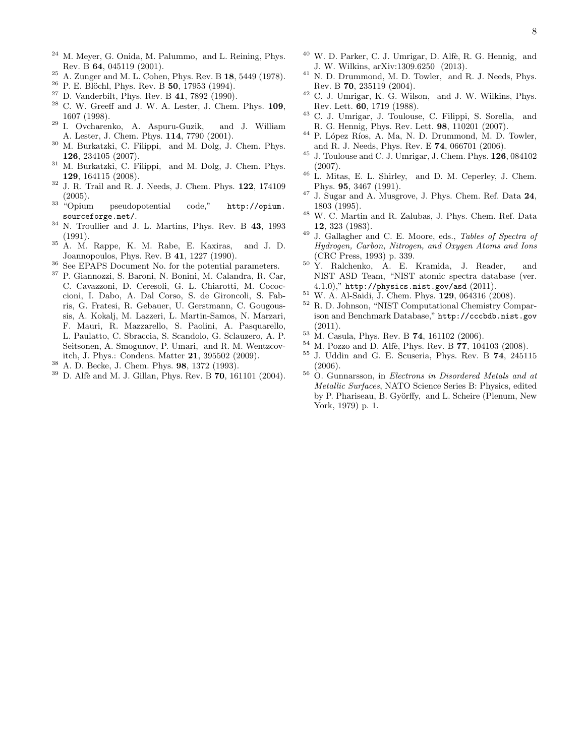[24] M. Meyer, G. Onida, M. Palummo, and L. Reining, Phys. Rev. B **64**, 045119 (2001).

[25] A. Zunger and M. L. Cohen, Phys. Rev. B **18**, 5449 (1978).

[26] P. E. Blöchl, Phys. Rev. B **50**, 17953 (1994).

[27] D. Vanderbilt, Phys. Rev. B **41**, 7892 (1990).

[28] C. W. Greeff and J. W. A. Lester, J. Chem. Phys. **109**, 1607 (1998).

[29] I. Ovcharenko, A. Aspuru-Guzik, and J. William A. Lester, J. Chem. Phys. **114**, 7790 (2001).

[30] M. Burkatzki, C. Filippi, and M. Dolg, J. Chem. Phys. **126**, 234105 (2007).

[31] M. Burkatzki, C. Filippi, and M. Dolg, J. Chem. Phys. **129**, 164115 (2008).

[32] J. R. Trail and R. J. Needs, J. Chem. Phys. **122**, 174109 (2005).

[33] "Opium pseudopotential code," `http://opium.sourceforge.net/`.

[34] N. Troullier and J. L. Martins, Phys. Rev. B **43**, 1993 (1991).

[35] A. M. Rappe, K. M. Rabe, E. Kaxiras, and J. D. Joannopoulos, Phys. Rev. B **41**, 1227 (1990).

[36] See EPAPS Document No. for the potential parameters.

[37] P. Giannozzi, S. Baroni, N. Bonini, M. Calandra, R. Car, C. Cavazzoni, D. Ceresoli, G. L. Chiarotti, M. Cococcioni, I. Dabo, A. Dal Corso, S. de Gironcoli, S. Fabris, G. Fratesi, R. Gebauer, U. Gerstmann, C. Gougoussis, A. Kokalj, M. Lazzeri, L. Martin-Samos, N. Marzari, F. Mauri, R. Mazzarello, S. Paolini, A. Pasquarello, L. Paulatto, C. Sbraccia, S. Scandolo, G. Sclauzero, A. P. Seitsonen, A. Smogunov, P. Umari, and R. M. Wentzcovitch, J. Phys.: Condens. Matter **21**, 395502 (2009).

[38] A. D. Becke, J. Chem. Phys. **98**, 1372 (1993).

[39] D. Alfè and M. J. Gillan, Phys. Rev. B **70**, 161101 (2004).

[40] W. D. Parker, C. J. Umrigar, D. Alfè, R. G. Hennig, and J. W. Wilkins, arXiv:1309.6250 (2013).

[41] N. D. Drummond, M. D. Towler, and R. J. Needs, Phys. Rev. B **70**, 235119 (2004).

[42] C. J. Umrigar, K. G. Wilson, and J. W. Wilkins, Phys. Rev. Lett. **60**, 1719 (1988).

[43] C. J. Umrigar, J. Toulouse, C. Filippi, S. Sorella, and R. G. Hennig, Phys. Rev. Lett. **98**, 110201 (2007).

[44] P. López Ríos, A. Ma, N. D. Drummond, M. D. Towler, and R. J. Needs, Phys. Rev. E **74**, 066701 (2006).

[45] J. Toulouse and C. J. Umrigar, J. Chem. Phys. **126**, 084102 (2007).

[46] L. Mitas, E. L. Shirley, and D. M. Ceperley, J. Chem. Phys. **95**, 3467 (1991).

[47] J. Sugar and A. Musgrove, J. Phys. Chem. Ref. Data **24**, 1803 (1995).

[48] W. C. Martin and R. Zalubas, J. Phys. Chem. Ref. Data **12**, 323 (1983).

[49] J. Gallagher and C. E. Moore, eds., *Tables of Spectra of Hydrogen, Carbon, Nitrogen, and Oxygen Atoms and Ions* (CRC Press, 1993) p. 339.

[50] Y. Ralchenko, A. E. Kramida, J. Reader, and NIST ASD Team, "NIST atomic spectra database (ver. 4.1.0)," `http://physics.nist.gov/asd` (2011).

[51] W. A. Al-Saidi, J. Chem. Phys. **129**, 064316 (2008).

[52] R. D. Johnson, "NIST Computational Chemistry Comparison and Benchmark Database," `http://cccbdb.nist.gov` (2011).

[53] M. Casula, Phys. Rev. B **74**, 161102 (2006).

[54] M. Pozzo and D. Alfè, Phys. Rev. B **77**, 104103 (2008).

[55] J. Uddin and G. E. Scuseria, Phys. Rev. B **74**, 245115 (2006).

[56] O. Gunnarsson, in *Electrons in Disordered Metals and at Metallic Surfaces*, NATO Science Series B: Physics, edited by P. Phariseau, B. Györffy, and L. Scheire (Plenum, New York, 1979) p. 1.